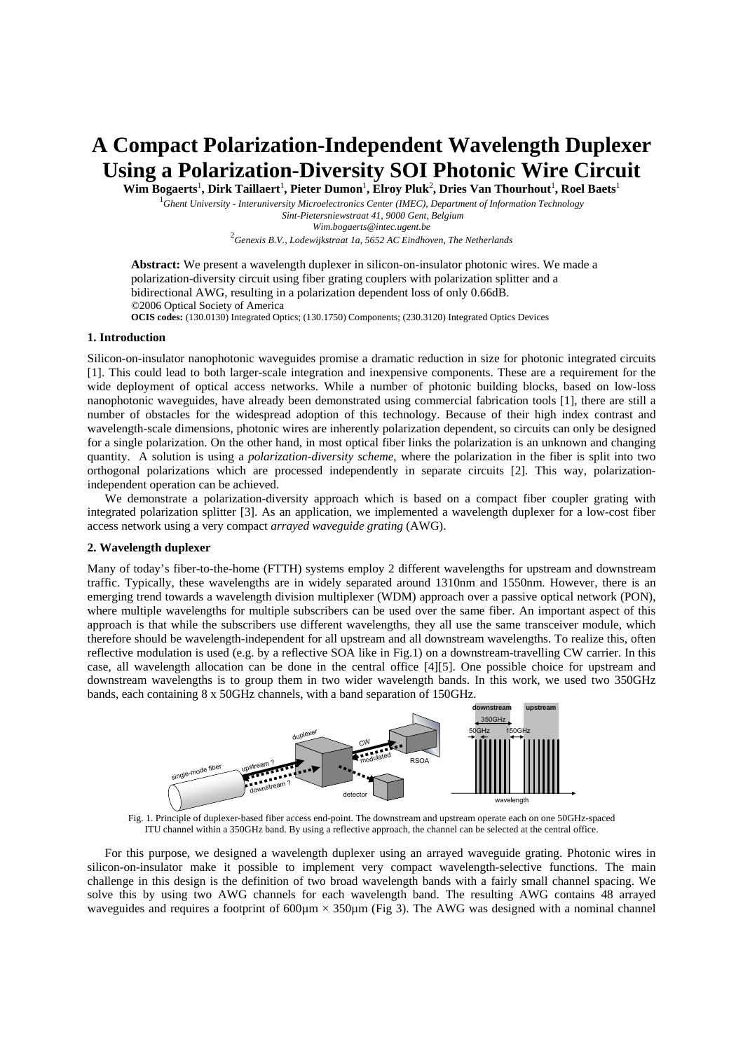# A Compact Polarization-Independent Wavelength Duplexer Using a Polarization-Diversity SOI Photonic Wire Circuit

**Wim Bogaerts[1], Dirk Taillaert[1], Pieter Dumon[1], Elroy Pluk[2], Dries Van Thourhout[1], Roel Baets[1]**

[1]*Ghent University - Interuniversity Microelectronics Center (IMEC), Department of Information Technology*
*Sint-Pietersniewstraat 41, 9000 Gent, Belgium*
*Wim.bogaerts@intec.ugent.be*
[2]*Genexis B.V., Lodewijkstraat 1a, 5652 AC Eindhoven, The Netherlands*

**Abstract:** We present a wavelength duplexer in silicon-on-insulator photonic wires. We made a polarization-diversity circuit using fiber grating couplers with polarization splitter and a bidirectional AWG, resulting in a polarization dependent loss of only 0.66dB.
©2006 Optical Society of America
**OCIS codes:** (130.0130) Integrated Optics; (130.1750) Components; (230.3120) Integrated Optics Devices

## 1. Introduction

Silicon-on-insulator nanophotonic waveguides promise a dramatic reduction in size for photonic integrated circuits [1]. This could lead to both larger-scale integration and inexpensive components. These are a requirement for the wide deployment of optical access networks. While a number of photonic building blocks, based on low-loss nanophotonic waveguides, have already been demonstrated using commercial fabrication tools [1], there are still a number of obstacles for the widespread adoption of this technology. Because of their high index contrast and wavelength-scale dimensions, photonic wires are inherently polarization dependent, so circuits can only be designed for a single polarization. On the other hand, in most optical fiber links the polarization is an unknown and changing quantity. A solution is using a *polarization-diversity scheme*, where the polarization in the fiber is split into two orthogonal polarizations which are processed independently in separate circuits [2]. This way, polarization-independent operation can be achieved.

We demonstrate a polarization-diversity approach which is based on a compact fiber coupler grating with integrated polarization splitter [3]. As an application, we implemented a wavelength duplexer for a low-cost fiber access network using a very compact *arrayed waveguide grating* (AWG).

## 2. Wavelength duplexer

Many of today's fiber-to-the-home (FTTH) systems employ 2 different wavelengths for upstream and downstream traffic. Typically, these wavelengths are in widely separated around 1310nm and 1550nm. However, there is an emerging trend towards a wavelength division multiplexer (WDM) approach over a passive optical network (PON), where multiple wavelengths for multiple subscribers can be used over the same fiber. An important aspect of this approach is that while the subscribers use different wavelengths, they all use the same transceiver module, which therefore should be wavelength-independent for all upstream and all downstream wavelengths. To realize this, often reflective modulation is used (e.g. by a reflective SOA like in Fig.1) on a downstream-travelling CW carrier. In this case, all wavelength allocation can be done in the central office [4][5]. One possible choice for upstream and downstream wavelengths is to group them in two wider wavelength bands. In this work, we used two 350GHz bands, each containing 8 x 50GHz channels, with a band separation of 150GHz.

Fig. 1. Principle of duplexer-based fiber access end-point. The downstream and upstream operate each on one 50GHz-spaced ITU channel within a 350GHz band. By using a reflective approach, the channel can be selected at the central office.

For this purpose, we designed a wavelength duplexer using an arrayed waveguide grating. Photonic wires in silicon-on-insulator make it possible to implement very compact wavelength-selective functions. The main challenge in this design is the definition of two broad wavelength bands with a fairly small channel spacing. We solve this by using two AWG channels for each wavelength band. The resulting AWG contains 48 arrayed waveguides and requires a footprint of 600µm × 350µm (Fig 3). The AWG was designed with a nominal channel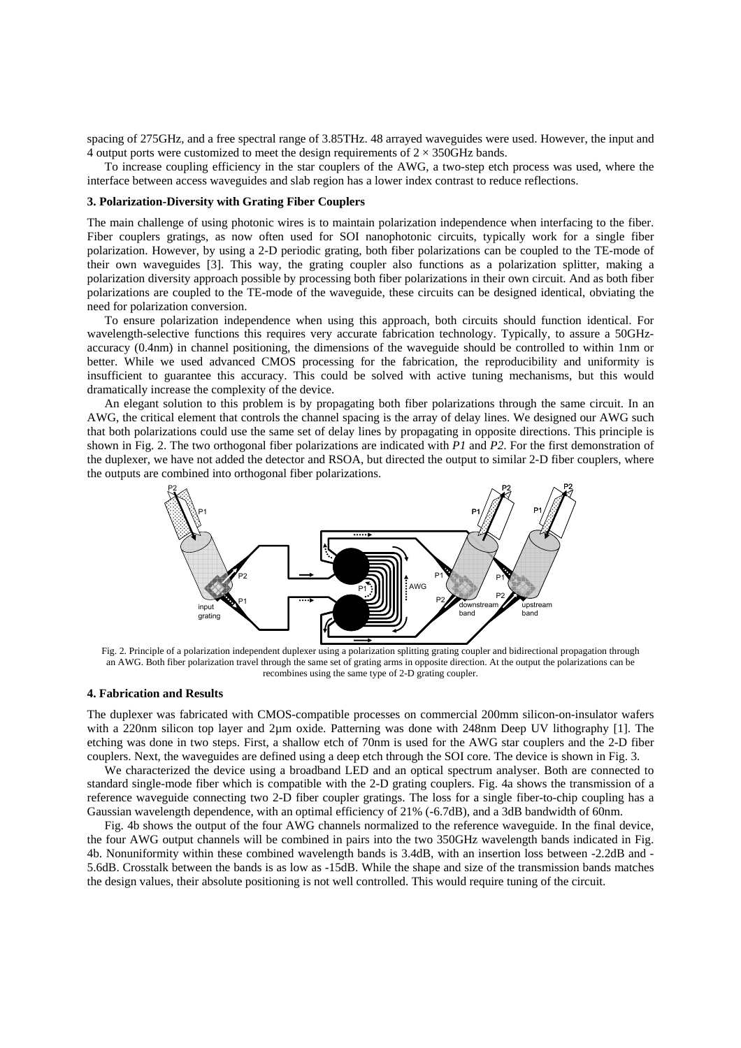spacing of 275GHz, and a free spectral range of 3.85THz. 48 arrayed waveguides were used. However, the input and 4 output ports were customized to meet the design requirements of 2 × 350GHz bands.

To increase coupling efficiency in the star couplers of the AWG, a two-step etch process was used, where the interface between access waveguides and slab region has a lower index contrast to reduce reflections.

### 3. Polarization-Diversity with Grating Fiber Couplers

The main challenge of using photonic wires is to maintain polarization independence when interfacing to the fiber. Fiber couplers gratings, as now often used for SOI nanophotonic circuits, typically work for a single fiber polarization. However, by using a 2-D periodic grating, both fiber polarizations can be coupled to the TE-mode of their own waveguides [3]. This way, the grating coupler also functions as a polarization splitter, making a polarization diversity approach possible by processing both fiber polarizations in their own circuit. And as both fiber polarizations are coupled to the TE-mode of the waveguide, these circuits can be designed identical, obviating the need for polarization conversion.

To ensure polarization independence when using this approach, both circuits should function identical. For wavelength-selective functions this requires very accurate fabrication technology. Typically, to assure a 50GHz-accuracy (0.4nm) in channel positioning, the dimensions of the waveguide should be controlled to within 1nm or better. While we used advanced CMOS processing for the fabrication, the reproducibility and uniformity is insufficient to guarantee this accuracy. This could be solved with active tuning mechanisms, but this would dramatically increase the complexity of the device.

An elegant solution to this problem is by propagating both fiber polarizations through the same circuit. In an AWG, the critical element that controls the channel spacing is the array of delay lines. We designed our AWG such that both polarizations could use the same set of delay lines by propagating in opposite directions. This principle is shown in Fig. 2. The two orthogonal fiber polarizations are indicated with *P1* and *P2*. For the first demonstration of the duplexer, we have not added the detector and RSOA, but directed the output to similar 2-D fiber couplers, where the outputs are combined into orthogonal fiber polarizations.

Fig. 2. Principle of a polarization independent duplexer using a polarization splitting grating coupler and bidirectional propagation through an AWG. Both fiber polarization travel through the same set of grating arms in opposite direction. At the output the polarizations can be recombines using the same type of 2-D grating coupler.

### 4. Fabrication and Results

The duplexer was fabricated with CMOS-compatible processes on commercial 200mm silicon-on-insulator wafers with a 220nm silicon top layer and 2µm oxide. Patterning was done with 248nm Deep UV lithography [1]. The etching was done in two steps. First, a shallow etch of 70nm is used for the AWG star couplers and the 2-D fiber couplers. Next, the waveguides are defined using a deep etch through the SOI core. The device is shown in Fig. 3.

We characterized the device using a broadband LED and an optical spectrum analyser. Both are connected to standard single-mode fiber which is compatible with the 2-D grating couplers. Fig. 4a shows the transmission of a reference waveguide connecting two 2-D fiber coupler gratings. The loss for a single fiber-to-chip coupling has a Gaussian wavelength dependence, with an optimal efficiency of 21% (-6.7dB), and a 3dB bandwidth of 60nm.

Fig. 4b shows the output of the four AWG channels normalized to the reference waveguide. In the final device, the four AWG output channels will be combined in pairs into the two 350GHz wavelength bands indicated in Fig. 4b. Nonuniformity within these combined wavelength bands is 3.4dB, with an insertion loss between -2.2dB and -5.6dB. Crosstalk between the bands is as low as -15dB. While the shape and size of the transmission bands matches the design values, their absolute positioning is not well controlled. This would require tuning of the circuit.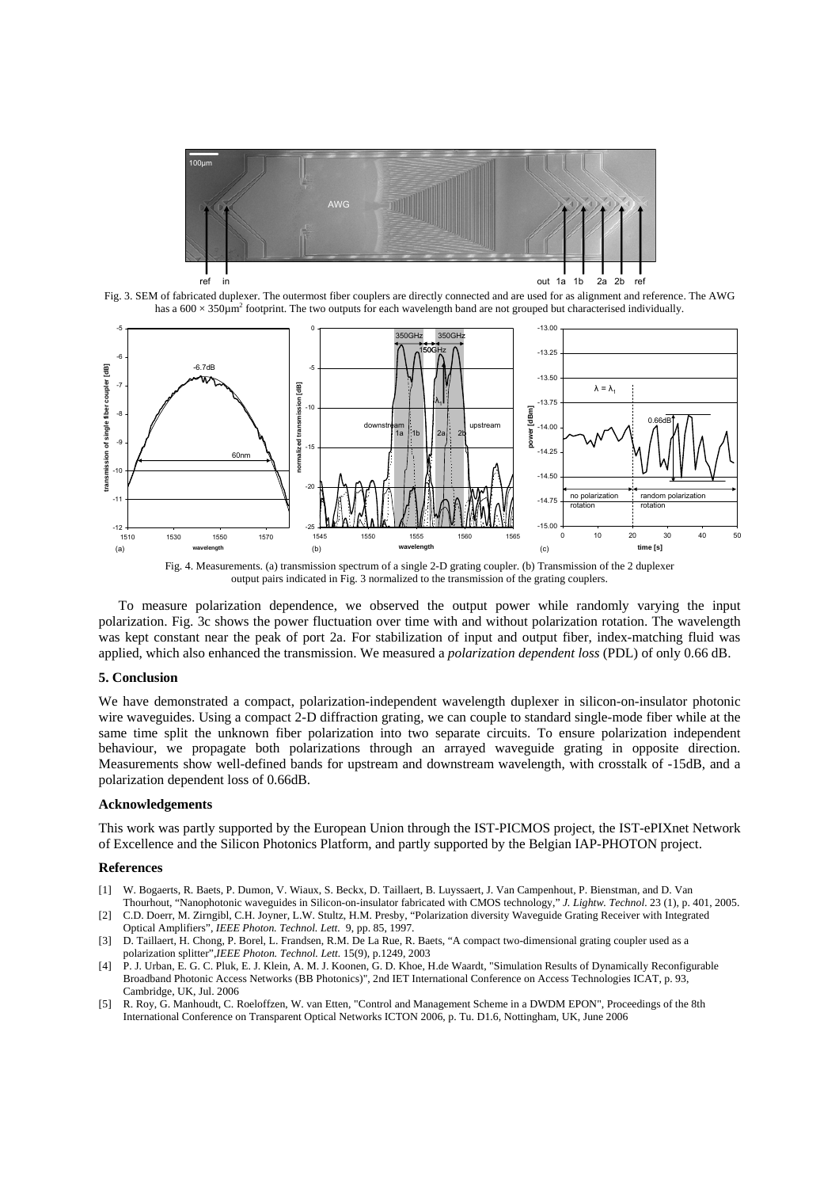100µm

AWG

ref in out 1a 1b 2a 2b ref

Fig. 3. SEM of fabricated duplexer. The outermost fiber couplers are directly connected and are used for as alignment and reference. The AWG has a $600 \times 350\mu m^2$ footprint. The two outputs for each wavelength band are not grouped but characterised individually.

transmission of single fiber coupler [dB]

-6.7dB

60nm

wavelength

(a)

normalized transmission [dB]

350GHz 350GHz

150GHz

$\lambda_1$

downstream upstream

1a 1b 2a 2b

wavelength

(b)

power [dBm]

$\lambda = \lambda_1$

0.66dB

no polarization rotation

random polarization rotation

time [s]

(c)

Fig. 4. Measurements. (a) transmission spectrum of a single 2-D grating coupler. (b) Transmission of the 2 duplexer output pairs indicated in Fig. 3 normalized to the transmission of the grating couplers.

To measure polarization dependence, we observed the output power while randomly varying the input polarization. Fig. 3c shows the power fluctuation over time with and without polarization rotation. The wavelength was kept constant near the peak of port 2a. For stabilization of input and output fiber, index-matching fluid was applied, which also enhanced the transmission. We measured a *polarization dependent loss* (PDL) of only 0.66 dB.

## 5. Conclusion

We have demonstrated a compact, polarization-independent wavelength duplexer in silicon-on-insulator photonic wire waveguides. Using a compact 2-D diffraction grating, we can couple to standard single-mode fiber while at the same time split the unknown fiber polarization into two separate circuits. To ensure polarization independent behaviour, we propagate both polarizations through an arrayed waveguide grating in opposite direction. Measurements show well-defined bands for upstream and downstream wavelength, with crosstalk of -15dB, and a polarization dependent loss of 0.66dB.

## Acknowledgements

This work was partly supported by the European Union through the IST-PICMOS project, the IST-ePIXnet Network of Excellence and the Silicon Photonics Platform, and partly supported by the Belgian IAP-PHOTON project.

## References

[1] W. Bogaerts, R. Baets, P. Dumon, V. Wiaux, S. Beckx, D. Taillaert, B. Luyssaert, J. Van Campenhout, P. Bienstman, and D. Van Thourhout, "Nanophotonic waveguides in Silicon-on-insulator fabricated with CMOS technology," *J. Lightw. Technol.* 23 (1), p. 401, 2005.

[2] C.D. Doerr, M. Zirngibl, C.H. Joyner, L.W. Stultz, H.M. Presby, "Polarization diversity Waveguide Grating Receiver with Integrated Optical Amplifiers", *IEEE Photon. Technol. Lett.* 9, pp. 85, 1997.

[3] D. Taillaert, H. Chong, P. Borel, L. Frandsen, R.M. De La Rue, R. Baets, "A compact two-dimensional grating coupler used as a polarization splitter",*IEEE Photon. Technol. Lett.* 15(9), p.1249, 2003

[4] P. J. Urban, E. G. C. Pluk, E. J. Klein, A. M. J. Koonen, G. D. Khoe, H.de Waardt, "Simulation Results of Dynamically Reconfigurable Broadband Photonic Access Networks (BB Photonics)", 2nd IET International Conference on Access Technologies ICAT, p. 93, Cambridge, UK, Jul. 2006

[5] R. Roy, G. Manhoudt, C. Roeloffzen, W. van Etten, "Control and Management Scheme in a DWDM EPON", Proceedings of the 8th International Conference on Transparent Optical Networks ICTON 2006, p. Tu. D1.6, Nottingham, UK, June 2006